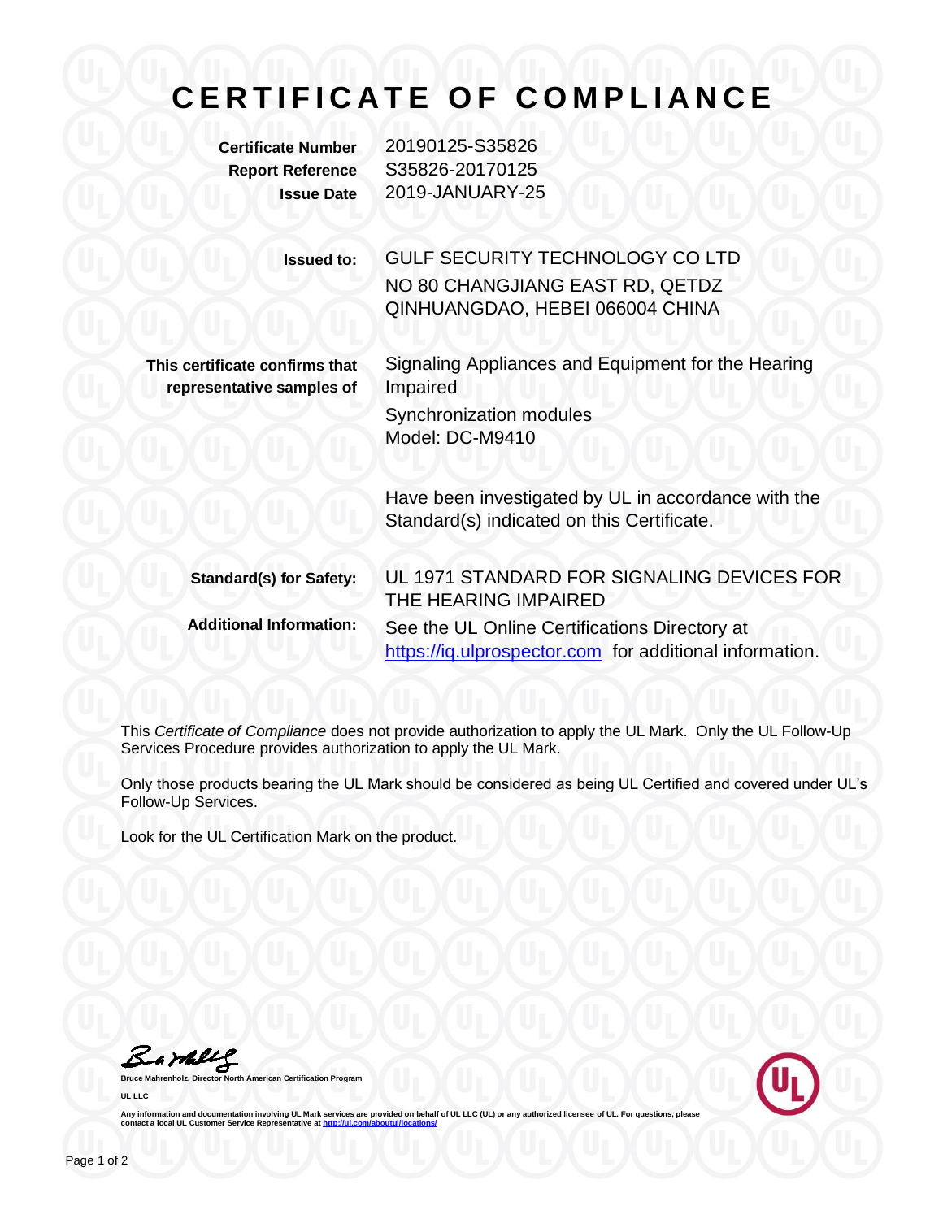# CERTIFICATE OF COMPLIANCE

**Certificate Number** 20190125-S35826
**Report Reference** S35826-20170125
**Issue Date** 2019-JANUARY-25

**Issued to:** GULF SECURITY TECHNOLOGY CO LTD
NO 80 CHANGJIANG EAST RD, QETDZ
QINHUANGDAO, HEBEI 066004 CHINA

**This certificate confirms that representative samples of**

Signaling Appliances and Equipment for the Hearing Impaired
Synchronization modules
Model: DC-M9410

Have been investigated by UL in accordance with the Standard(s) indicated on this Certificate.

**Standard(s) for Safety:** UL 1971 STANDARD FOR SIGNALING DEVICES FOR THE HEARING IMPAIRED

**Additional Information:** See the UL Online Certifications Directory at https://iq.ulprospector.com for additional information.

This *Certificate of Compliance* does not provide authorization to apply the UL Mark. Only the UL Follow-Up Services Procedure provides authorization to apply the UL Mark.

Only those products bearing the UL Mark should be considered as being UL Certified and covered under UL's Follow-Up Services.

Look for the UL Certification Mark on the product.

Bruce Mahrenholz, Director North American Certification Program
UL LLC

Any information and documentation involving UL Mark services are provided on behalf of UL LLC (UL) or any authorized licensee of UL. For questions, please contact a local UL Customer Service Representative at http://ul.com/aboutul/locations/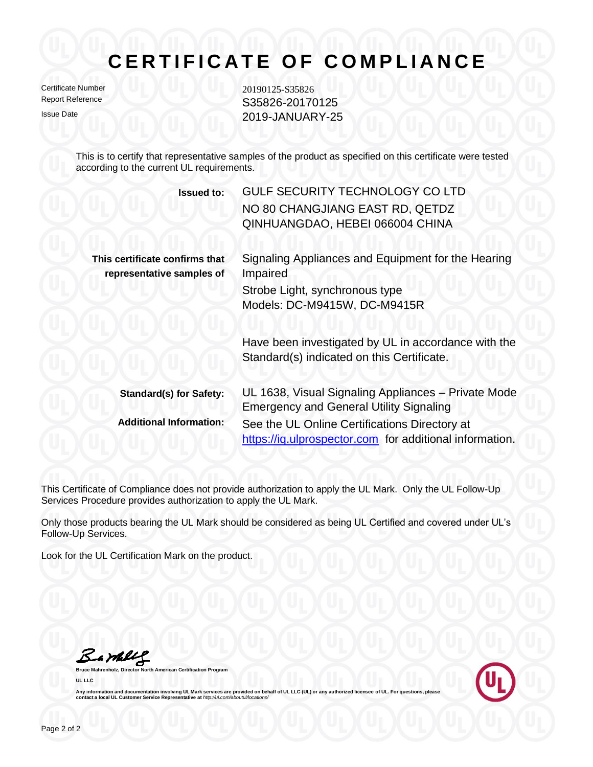# CERTIFICATE OF COMPLIANCE

Certificate Number 20190125-S35826
Report Reference S35826-20170125
Issue Date 2019-JANUARY-25

This is to certify that representative samples of the product as specified on this certificate were tested according to the current UL requirements.

**Issued to:** GULF SECURITY TECHNOLOGY CO LTD
NO 80 CHANGJIANG EAST RD, QETDZ
QINHUANGDAO, HEBEI 066004 CHINA

**This certificate confirms that representative samples of** Signaling Appliances and Equipment for the Hearing Impaired
Strobe Light, synchronous type
Models: DC-M9415W, DC-M9415R

Have been investigated by UL in accordance with the Standard(s) indicated on this Certificate.

**Standard(s) for Safety:** UL 1638, Visual Signaling Appliances – Private Mode Emergency and General Utility Signaling

**Additional Information:** See the UL Online Certifications Directory at https://iq.ulprospector.com for additional information.

This Certificate of Compliance does not provide authorization to apply the UL Mark. Only the UL Follow-Up Services Procedure provides authorization to apply the UL Mark.

Only those products bearing the UL Mark should be considered as being UL Certified and covered under UL's Follow-Up Services.

Look for the UL Certification Mark on the product.

**Bruce Mahrenholz, Director North American Certification Program**

**UL LLC**

**Any information and documentation involving UL Mark services are provided on behalf of UL LLC (UL) or any authorized licensee of UL. For questions, please contact a local UL Customer Service Representative at** *http://ul.com/aboutul/locations/*